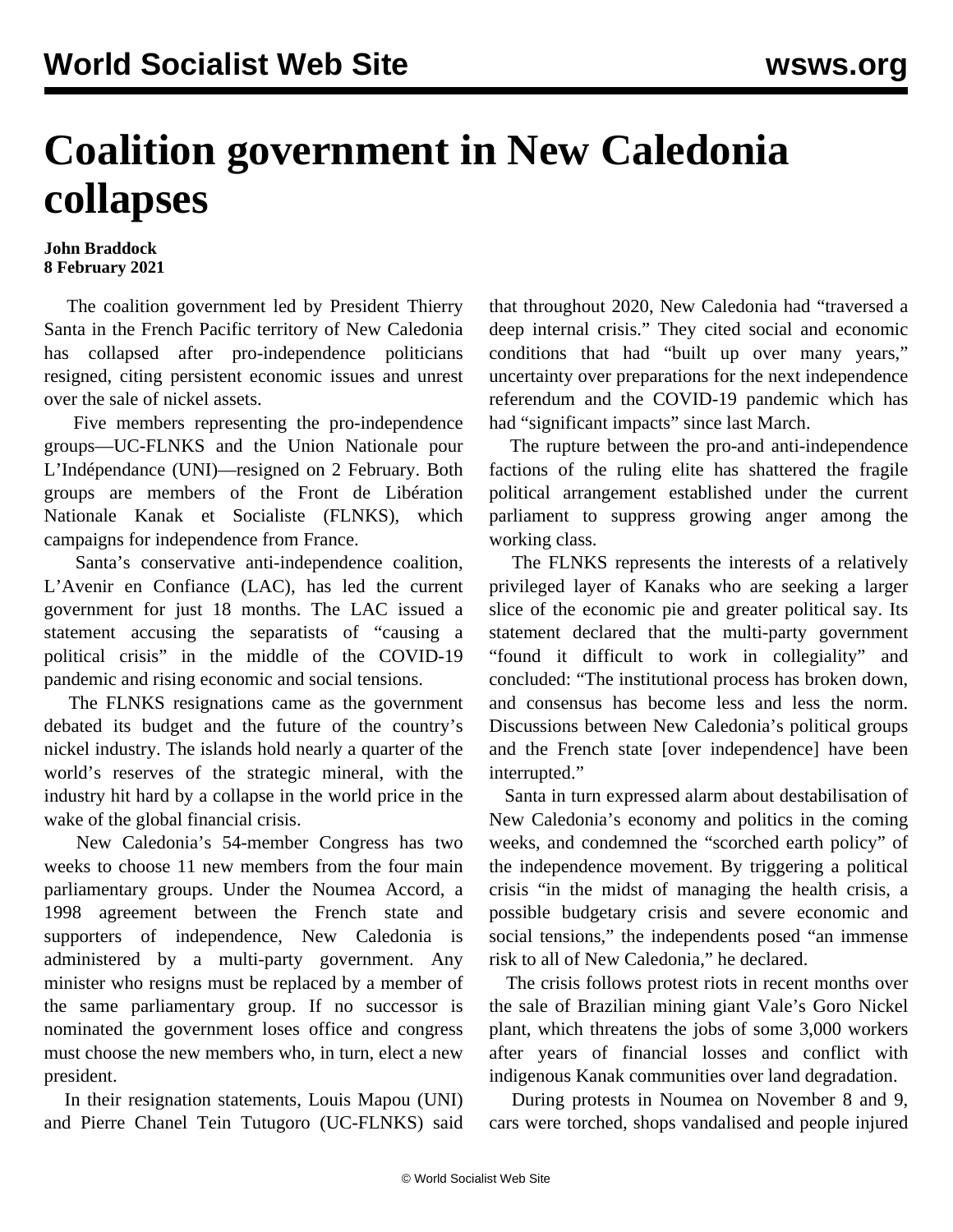# Coalition government in New Caledonia collapses

**John Braddock**
**8 February 2021**

The coalition government led by President Thierry Santa in the French Pacific territory of New Caledonia has collapsed after pro-independence politicians resigned, citing persistent economic issues and unrest over the sale of nickel assets.

Five members representing the pro-independence groups—UC-FLNKS and the Union Nationale pour L'Indépendance (UNI)—resigned on 2 February. Both groups are members of the Front de Libération Nationale Kanak et Socialiste (FLNKS), which campaigns for independence from France.

Santa's conservative anti-independence coalition, L'Avenir en Confiance (LAC), has led the current government for just 18 months. The LAC issued a statement accusing the separatists of "causing a political crisis" in the middle of the COVID-19 pandemic and rising economic and social tensions.

The FLNKS resignations came as the government debated its budget and the future of the country's nickel industry. The islands hold nearly a quarter of the world's reserves of the strategic mineral, with the industry hit hard by a collapse in the world price in the wake of the global financial crisis.

New Caledonia's 54-member Congress has two weeks to choose 11 new members from the four main parliamentary groups. Under the Noumea Accord, a 1998 agreement between the French state and supporters of independence, New Caledonia is administered by a multi-party government. Any minister who resigns must be replaced by a member of the same parliamentary group. If no successor is nominated the government loses office and congress must choose the new members who, in turn, elect a new president.

In their resignation statements, Louis Mapou (UNI) and Pierre Chanel Tein Tutugoro (UC-FLNKS) said that throughout 2020, New Caledonia had "traversed a deep internal crisis." They cited social and economic conditions that had "built up over many years," uncertainty over preparations for the next independence referendum and the COVID-19 pandemic which has had "significant impacts" since last March.

The rupture between the pro-and anti-independence factions of the ruling elite has shattered the fragile political arrangement established under the current parliament to suppress growing anger among the working class.

The FLNKS represents the interests of a relatively privileged layer of Kanaks who are seeking a larger slice of the economic pie and greater political say. Its statement declared that the multi-party government "found it difficult to work in collegiality" and concluded: "The institutional process has broken down, and consensus has become less and less the norm. Discussions between New Caledonia's political groups and the French state [over independence] have been interrupted."

Santa in turn expressed alarm about destabilisation of New Caledonia's economy and politics in the coming weeks, and condemned the "scorched earth policy" of the independence movement. By triggering a political crisis "in the midst of managing the health crisis, a possible budgetary crisis and severe economic and social tensions," the independents posed "an immense risk to all of New Caledonia," he declared.

The crisis follows protest riots in recent months over the sale of Brazilian mining giant Vale's Goro Nickel plant, which threatens the jobs of some 3,000 workers after years of financial losses and conflict with indigenous Kanak communities over land degradation.

During protests in Noumea on November 8 and 9, cars were torched, shops vandalised and people injured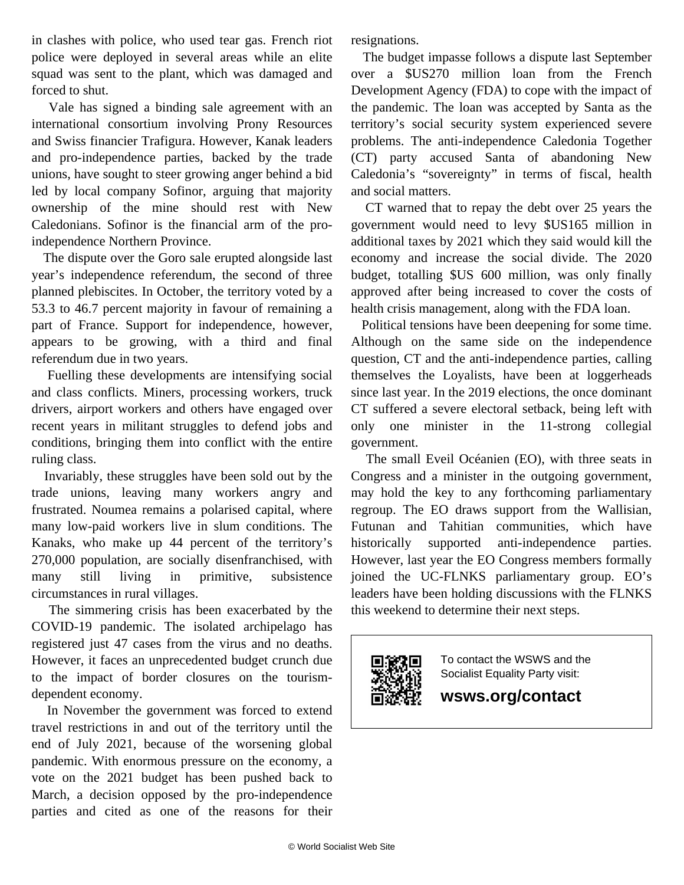in clashes with police, who used tear gas. French riot police were deployed in several areas while an elite squad was sent to the plant, which was damaged and forced to shut.

Vale has signed a binding sale agreement with an international consortium involving Prony Resources and Swiss financier Trafigura. However, Kanak leaders and pro-independence parties, backed by the trade unions, have sought to steer growing anger behind a bid led by local company Sofinor, arguing that majority ownership of the mine should rest with New Caledonians. Sofinor is the financial arm of the pro-independence Northern Province.

The dispute over the Goro sale erupted alongside last year's independence referendum, the second of three planned plebiscites. In October, the territory voted by a 53.3 to 46.7 percent majority in favour of remaining a part of France. Support for independence, however, appears to be growing, with a third and final referendum due in two years.

Fuelling these developments are intensifying social and class conflicts. Miners, processing workers, truck drivers, airport workers and others have engaged over recent years in militant struggles to defend jobs and conditions, bringing them into conflict with the entire ruling class.

Invariably, these struggles have been sold out by the trade unions, leaving many workers angry and frustrated. Noumea remains a polarised capital, where many low-paid workers live in slum conditions. The Kanaks, who make up 44 percent of the territory's 270,000 population, are socially disenfranchised, with many still living in primitive, subsistence circumstances in rural villages.

The simmering crisis has been exacerbated by the COVID-19 pandemic. The isolated archipelago has registered just 47 cases from the virus and no deaths. However, it faces an unprecedented budget crunch due to the impact of border closures on the tourism-dependent economy.

In November the government was forced to extend travel restrictions in and out of the territory until the end of July 2021, because of the worsening global pandemic. With enormous pressure on the economy, a vote on the 2021 budget has been pushed back to March, a decision opposed by the pro-independence parties and cited as one of the reasons for their resignations.

The budget impasse follows a dispute last September over a $US270 million loan from the French Development Agency (FDA) to cope with the impact of the pandemic. The loan was accepted by Santa as the territory's social security system experienced severe problems. The anti-independence Caledonia Together (CT) party accused Santa of abandoning New Caledonia's "sovereignty" in terms of fiscal, health and social matters.

CT warned that to repay the debt over 25 years the government would need to levy $US165 million in additional taxes by 2021 which they said would kill the economy and increase the social divide. The 2020 budget, totalling $US 600 million, was only finally approved after being increased to cover the costs of health crisis management, along with the FDA loan.

Political tensions have been deepening for some time. Although on the same side on the independence question, CT and the anti-independence parties, calling themselves the Loyalists, have been at loggerheads since last year. In the 2019 elections, the once dominant CT suffered a severe electoral setback, being left with only one minister in the 11-strong collegial government.

The small Eveil Océanien (EO), with three seats in Congress and a minister in the outgoing government, may hold the key to any forthcoming parliamentary regroup. The EO draws support from the Wallisian, Futunan and Tahitian communities, which have historically supported anti-independence parties. However, last year the EO Congress members formally joined the UC-FLNKS parliamentary group. EO's leaders have been holding discussions with the FLNKS this weekend to determine their next steps.

To contact the WSWS and the Socialist Equality Party visit:

**wsws.org/contact**